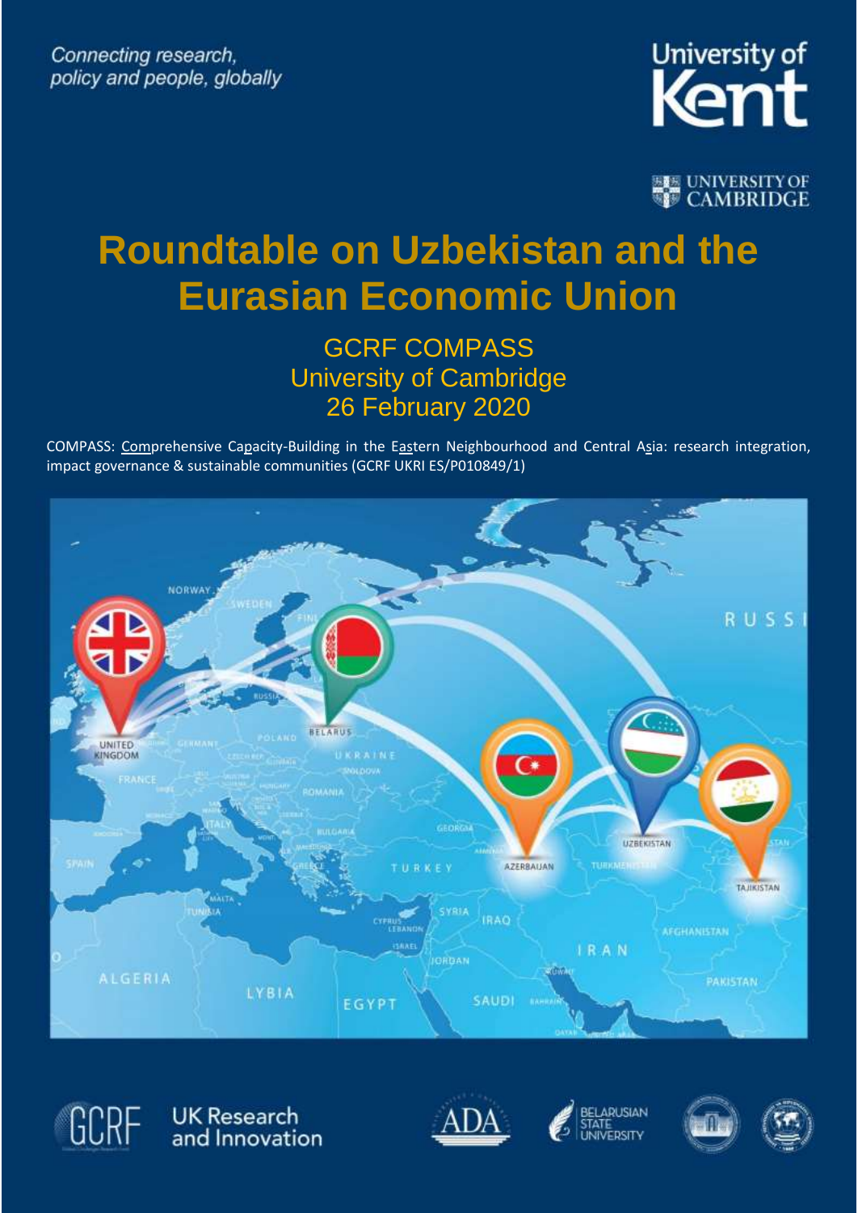Connecting research, policy and people, globally

University of Kent

UNIVERSITY OF CAMBRIDGE

# Roundtable on Uzbekistan and the Eurasian Economic Union

GCRF COMPASS
University of Cambridge
26 February 2020

COMPASS: Comprehensive Capacity-Building in the Eastern Neighbourhood and Central Asia: research integration, impact governance & sustainable communities (GCRF UKRI ES/P010849/1)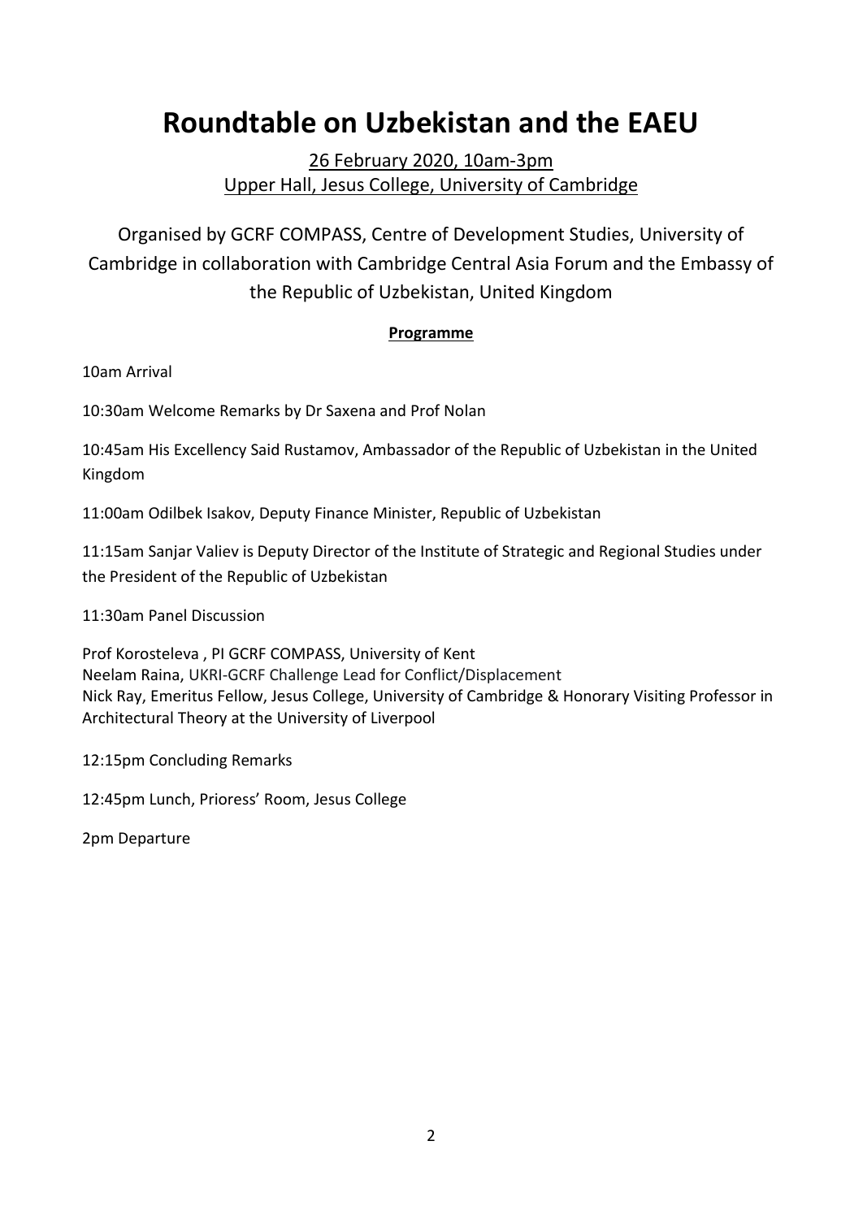# Roundtable on Uzbekistan and the EAEU

26 February 2020, 10am-3pm
Upper Hall, Jesus College, University of Cambridge

Organised by GCRF COMPASS, Centre of Development Studies, University of Cambridge in collaboration with Cambridge Central Asia Forum and the Embassy of the Republic of Uzbekistan, United Kingdom

**Programme**

10am Arrival

10:30am Welcome Remarks by Dr Saxena and Prof Nolan

10:45am His Excellency Said Rustamov, Ambassador of the Republic of Uzbekistan in the United Kingdom

11:00am Odilbek Isakov, Deputy Finance Minister, Republic of Uzbekistan

11:15am Sanjar Valiev is Deputy Director of the Institute of Strategic and Regional Studies under the President of the Republic of Uzbekistan

11:30am Panel Discussion

Prof Korosteleva , PI GCRF COMPASS, University of Kent
Neelam Raina, UKRI-GCRF Challenge Lead for Conflict/Displacement
Nick Ray, Emeritus Fellow, Jesus College, University of Cambridge & Honorary Visiting Professor in Architectural Theory at the University of Liverpool

12:15pm Concluding Remarks

12:45pm Lunch, Prioress' Room, Jesus College

2pm Departure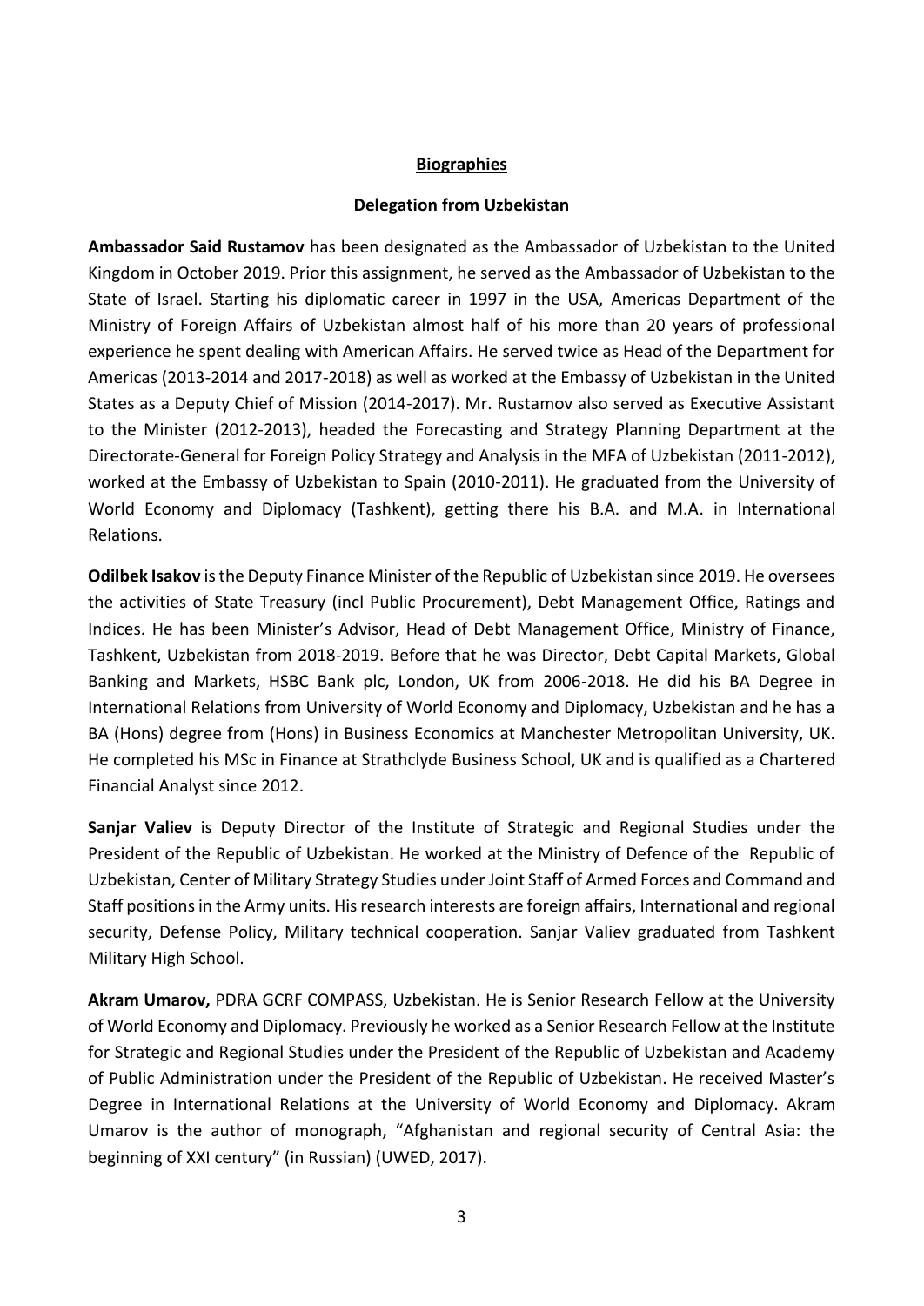## Biographies

### Delegation from Uzbekistan

**Ambassador Said Rustamov** has been designated as the Ambassador of Uzbekistan to the United Kingdom in October 2019. Prior this assignment, he served as the Ambassador of Uzbekistan to the State of Israel. Starting his diplomatic career in 1997 in the USA, Americas Department of the Ministry of Foreign Affairs of Uzbekistan almost half of his more than 20 years of professional experience he spent dealing with American Affairs. He served twice as Head of the Department for Americas (2013-2014 and 2017-2018) as well as worked at the Embassy of Uzbekistan in the United States as a Deputy Chief of Mission (2014-2017). Mr. Rustamov also served as Executive Assistant to the Minister (2012-2013), headed the Forecasting and Strategy Planning Department at the Directorate-General for Foreign Policy Strategy and Analysis in the MFA of Uzbekistan (2011-2012), worked at the Embassy of Uzbekistan to Spain (2010-2011). He graduated from the University of World Economy and Diplomacy (Tashkent), getting there his B.A. and M.A. in International Relations.

**Odilbek Isakov** is the Deputy Finance Minister of the Republic of Uzbekistan since 2019. He oversees the activities of State Treasury (incl Public Procurement), Debt Management Office, Ratings and Indices. He has been Minister's Advisor, Head of Debt Management Office, Ministry of Finance, Tashkent, Uzbekistan from 2018-2019. Before that he was Director, Debt Capital Markets, Global Banking and Markets, HSBC Bank plc, London, UK from 2006-2018. He did his BA Degree in International Relations from University of World Economy and Diplomacy, Uzbekistan and he has a BA (Hons) degree from (Hons) in Business Economics at Manchester Metropolitan University, UK. He completed his MSc in Finance at Strathclyde Business School, UK and is qualified as a Chartered Financial Analyst since 2012.

**Sanjar Valiev** is Deputy Director of the Institute of Strategic and Regional Studies under the President of the Republic of Uzbekistan. He worked at the Ministry of Defence of the Republic of Uzbekistan, Center of Military Strategy Studies under Joint Staff of Armed Forces and Command and Staff positions in the Army units. His research interests are foreign affairs, International and regional security, Defense Policy, Military technical cooperation. Sanjar Valiev graduated from Tashkent Military High School.

**Akram Umarov,** PDRA GCRF COMPASS, Uzbekistan. He is Senior Research Fellow at the University of World Economy and Diplomacy. Previously he worked as a Senior Research Fellow at the Institute for Strategic and Regional Studies under the President of the Republic of Uzbekistan and Academy of Public Administration under the President of the Republic of Uzbekistan. He received Master's Degree in International Relations at the University of World Economy and Diplomacy. Akram Umarov is the author of monograph, "Afghanistan and regional security of Central Asia: the beginning of XXI century" (in Russian) (UWED, 2017).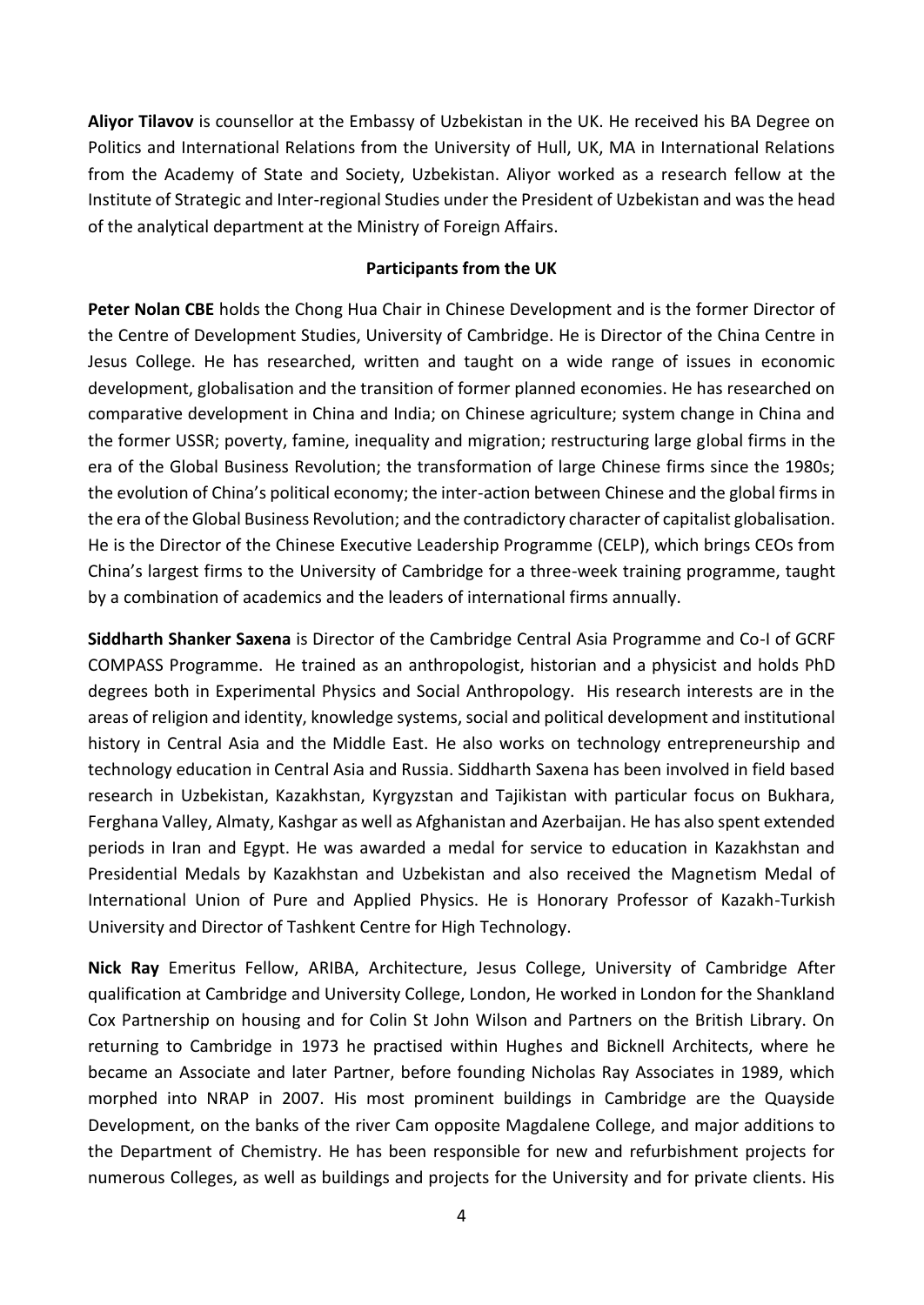**Aliyor Tilavov** is counsellor at the Embassy of Uzbekistan in the UK. He received his BA Degree on Politics and International Relations from the University of Hull, UK, MA in International Relations from the Academy of State and Society, Uzbekistan. Aliyor worked as a research fellow at the Institute of Strategic and Inter-regional Studies under the President of Uzbekistan and was the head of the analytical department at the Ministry of Foreign Affairs.

**Participants from the UK**

**Peter Nolan CBE** holds the Chong Hua Chair in Chinese Development and is the former Director of the Centre of Development Studies, University of Cambridge. He is Director of the China Centre in Jesus College. He has researched, written and taught on a wide range of issues in economic development, globalisation and the transition of former planned economies. He has researched on comparative development in China and India; on Chinese agriculture; system change in China and the former USSR; poverty, famine, inequality and migration; restructuring large global firms in the era of the Global Business Revolution; the transformation of large Chinese firms since the 1980s; the evolution of China's political economy; the inter-action between Chinese and the global firms in the era of the Global Business Revolution; and the contradictory character of capitalist globalisation. He is the Director of the Chinese Executive Leadership Programme (CELP), which brings CEOs from China's largest firms to the University of Cambridge for a three-week training programme, taught by a combination of academics and the leaders of international firms annually.

**Siddharth Shanker Saxena** is Director of the Cambridge Central Asia Programme and Co-I of GCRF COMPASS Programme. He trained as an anthropologist, historian and a physicist and holds PhD degrees both in Experimental Physics and Social Anthropology. His research interests are in the areas of religion and identity, knowledge systems, social and political development and institutional history in Central Asia and the Middle East. He also works on technology entrepreneurship and technology education in Central Asia and Russia. Siddharth Saxena has been involved in field based research in Uzbekistan, Kazakhstan, Kyrgyzstan and Tajikistan with particular focus on Bukhara, Ferghana Valley, Almaty, Kashgar as well as Afghanistan and Azerbaijan. He has also spent extended periods in Iran and Egypt. He was awarded a medal for service to education in Kazakhstan and Presidential Medals by Kazakhstan and Uzbekistan and also received the Magnetism Medal of International Union of Pure and Applied Physics. He is Honorary Professor of Kazakh-Turkish University and Director of Tashkent Centre for High Technology.

**Nick Ray** Emeritus Fellow, ARIBA, Architecture, Jesus College, University of Cambridge After qualification at Cambridge and University College, London, He worked in London for the Shankland Cox Partnership on housing and for Colin St John Wilson and Partners on the British Library. On returning to Cambridge in 1973 he practised within Hughes and Bicknell Architects, where he became an Associate and later Partner, before founding Nicholas Ray Associates in 1989, which morphed into NRAP in 2007. His most prominent buildings in Cambridge are the Quayside Development, on the banks of the river Cam opposite Magdalene College, and major additions to the Department of Chemistry. He has been responsible for new and refurbishment projects for numerous Colleges, as well as buildings and projects for the University and for private clients. His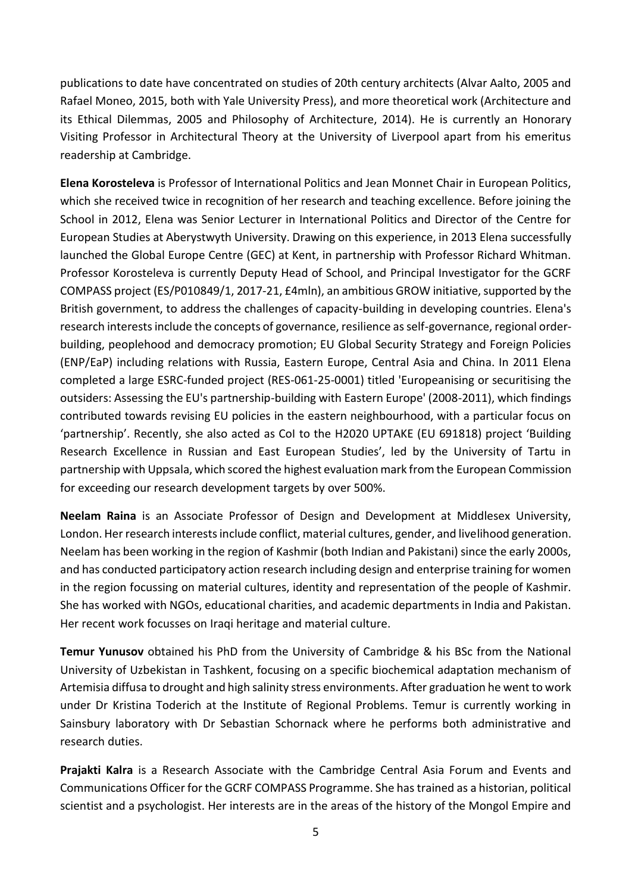publications to date have concentrated on studies of 20th century architects (Alvar Aalto, 2005 and Rafael Moneo, 2015, both with Yale University Press), and more theoretical work (Architecture and its Ethical Dilemmas, 2005 and Philosophy of Architecture, 2014). He is currently an Honorary Visiting Professor in Architectural Theory at the University of Liverpool apart from his emeritus readership at Cambridge.

**Elena Korosteleva** is Professor of International Politics and Jean Monnet Chair in European Politics, which she received twice in recognition of her research and teaching excellence. Before joining the School in 2012, Elena was Senior Lecturer in International Politics and Director of the Centre for European Studies at Aberystwyth University. Drawing on this experience, in 2013 Elena successfully launched the Global Europe Centre (GEC) at Kent, in partnership with Professor Richard Whitman. Professor Korosteleva is currently Deputy Head of School, and Principal Investigator for the GCRF COMPASS project (ES/P010849/1, 2017-21, £4mln), an ambitious GROW initiative, supported by the British government, to address the challenges of capacity-building in developing countries. Elena's research interests include the concepts of governance, resilience as self-governance, regional order-building, peoplehood and democracy promotion; EU Global Security Strategy and Foreign Policies (ENP/EaP) including relations with Russia, Eastern Europe, Central Asia and China. In 2011 Elena completed a large ESRC-funded project (RES-061-25-0001) titled 'Europeanising or securitising the outsiders: Assessing the EU's partnership-building with Eastern Europe' (2008-2011), which findings contributed towards revising EU policies in the eastern neighbourhood, with a particular focus on 'partnership'. Recently, she also acted as CoI to the H2020 UPTAKE (EU 691818) project 'Building Research Excellence in Russian and East European Studies', led by the University of Tartu in partnership with Uppsala, which scored the highest evaluation mark from the European Commission for exceeding our research development targets by over 500%.

**Neelam Raina** is an Associate Professor of Design and Development at Middlesex University, London. Her research interests include conflict, material cultures, gender, and livelihood generation. Neelam has been working in the region of Kashmir (both Indian and Pakistani) since the early 2000s, and has conducted participatory action research including design and enterprise training for women in the region focussing on material cultures, identity and representation of the people of Kashmir. She has worked with NGOs, educational charities, and academic departments in India and Pakistan. Her recent work focusses on Iraqi heritage and material culture.

**Temur Yunusov** obtained his PhD from the University of Cambridge & his BSc from the National University of Uzbekistan in Tashkent, focusing on a specific biochemical adaptation mechanism of Artemisia diffusa to drought and high salinity stress environments. After graduation he went to work under Dr Kristina Toderich at the Institute of Regional Problems. Temur is currently working in Sainsbury laboratory with Dr Sebastian Schornack where he performs both administrative and research duties.

**Prajakti Kalra** is a Research Associate with the Cambridge Central Asia Forum and Events and Communications Officer for the GCRF COMPASS Programme. She has trained as a historian, political scientist and a psychologist. Her interests are in the areas of the history of the Mongol Empire and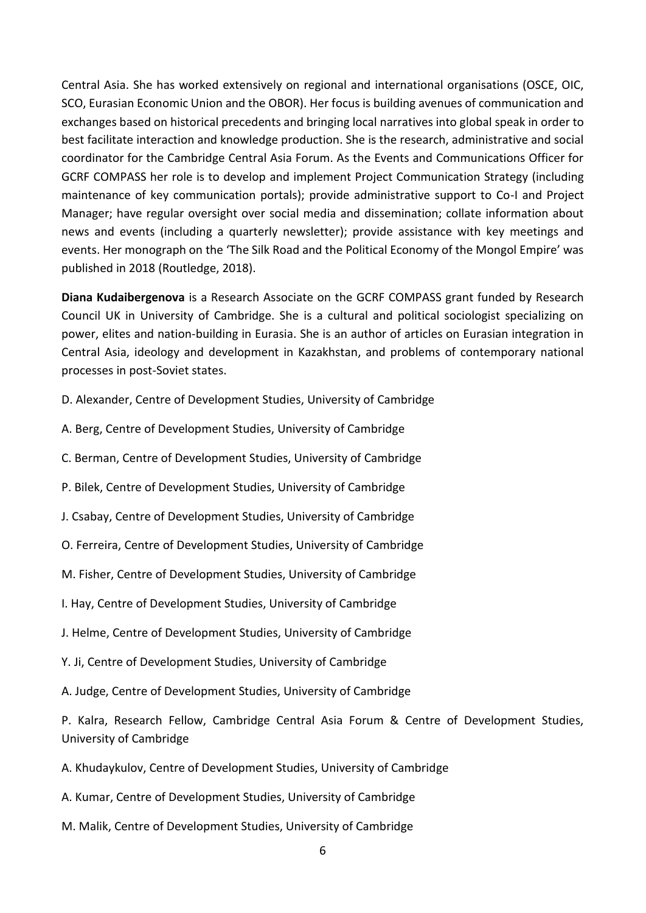Central Asia. She has worked extensively on regional and international organisations (OSCE, OIC, SCO, Eurasian Economic Union and the OBOR). Her focus is building avenues of communication and exchanges based on historical precedents and bringing local narratives into global speak in order to best facilitate interaction and knowledge production. She is the research, administrative and social coordinator for the Cambridge Central Asia Forum. As the Events and Communications Officer for GCRF COMPASS her role is to develop and implement Project Communication Strategy (including maintenance of key communication portals); provide administrative support to Co-I and Project Manager; have regular oversight over social media and dissemination; collate information about news and events (including a quarterly newsletter); provide assistance with key meetings and events. Her monograph on the 'The Silk Road and the Political Economy of the Mongol Empire' was published in 2018 (Routledge, 2018).

**Diana Kudaibergenova** is a Research Associate on the GCRF COMPASS grant funded by Research Council UK in University of Cambridge. She is a cultural and political sociologist specializing on power, elites and nation-building in Eurasia. She is an author of articles on Eurasian integration in Central Asia, ideology and development in Kazakhstan, and problems of contemporary national processes in post-Soviet states.

D. Alexander, Centre of Development Studies, University of Cambridge

A. Berg, Centre of Development Studies, University of Cambridge

C. Berman, Centre of Development Studies, University of Cambridge

P. Bilek, Centre of Development Studies, University of Cambridge

J. Csabay, Centre of Development Studies, University of Cambridge

O. Ferreira, Centre of Development Studies, University of Cambridge

M. Fisher, Centre of Development Studies, University of Cambridge

I. Hay, Centre of Development Studies, University of Cambridge

J. Helme, Centre of Development Studies, University of Cambridge

Y. Ji, Centre of Development Studies, University of Cambridge

A. Judge, Centre of Development Studies, University of Cambridge

P. Kalra, Research Fellow, Cambridge Central Asia Forum & Centre of Development Studies, University of Cambridge

A. Khudaykulov, Centre of Development Studies, University of Cambridge

A. Kumar, Centre of Development Studies, University of Cambridge

M. Malik, Centre of Development Studies, University of Cambridge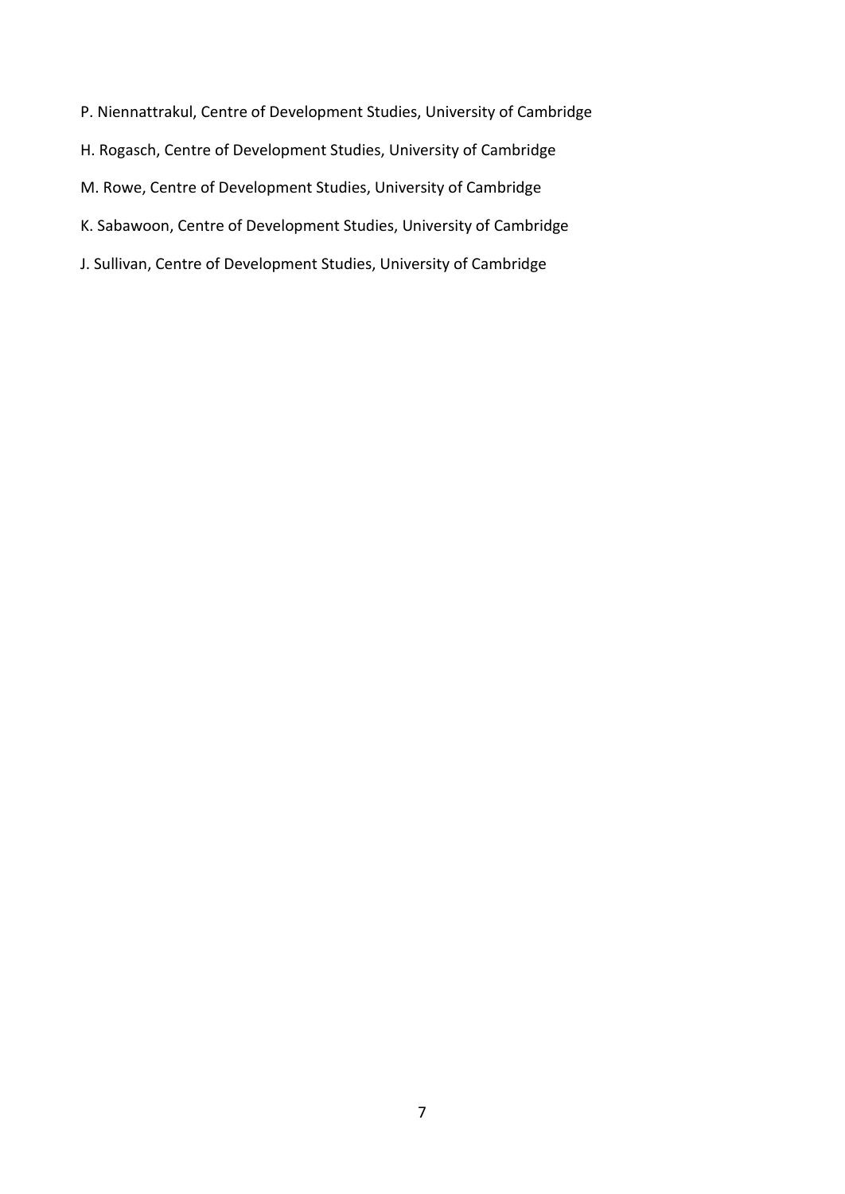P. Niennattrakul, Centre of Development Studies, University of Cambridge

H. Rogasch, Centre of Development Studies, University of Cambridge

M. Rowe, Centre of Development Studies, University of Cambridge

K. Sabawoon, Centre of Development Studies, University of Cambridge

J. Sullivan, Centre of Development Studies, University of Cambridge